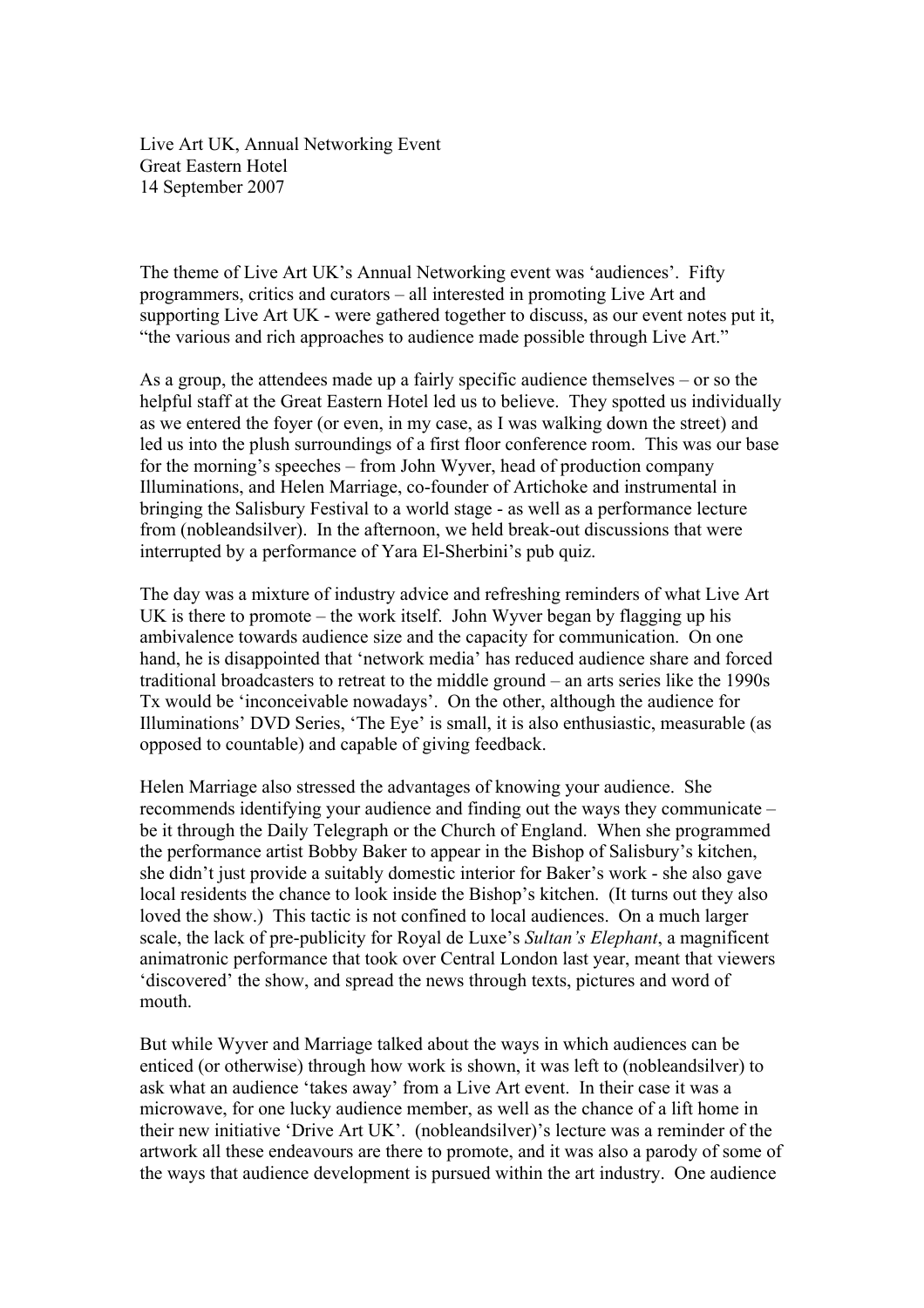Live Art UK, Annual Networking Event
Great Eastern Hotel
14 September 2007

The theme of Live Art UK's Annual Networking event was 'audiences'. Fifty programmers, critics and curators – all interested in promoting Live Art and supporting Live Art UK - were gathered together to discuss, as our event notes put it, "the various and rich approaches to audience made possible through Live Art."

As a group, the attendees made up a fairly specific audience themselves – or so the helpful staff at the Great Eastern Hotel led us to believe. They spotted us individually as we entered the foyer (or even, in my case, as I was walking down the street) and led us into the plush surroundings of a first floor conference room. This was our base for the morning's speeches – from John Wyver, head of production company Illuminations, and Helen Marriage, co-founder of Artichoke and instrumental in bringing the Salisbury Festival to a world stage - as well as a performance lecture from (nobleandsilver). In the afternoon, we held break-out discussions that were interrupted by a performance of Yara El-Sherbini's pub quiz.

The day was a mixture of industry advice and refreshing reminders of what Live Art UK is there to promote – the work itself. John Wyver began by flagging up his ambivalence towards audience size and the capacity for communication. On one hand, he is disappointed that 'network media' has reduced audience share and forced traditional broadcasters to retreat to the middle ground – an arts series like the 1990s Tx would be 'inconceivable nowadays'. On the other, although the audience for Illuminations' DVD Series, 'The Eye' is small, it is also enthusiastic, measurable (as opposed to countable) and capable of giving feedback.

Helen Marriage also stressed the advantages of knowing your audience. She recommends identifying your audience and finding out the ways they communicate – be it through the Daily Telegraph or the Church of England. When she programmed the performance artist Bobby Baker to appear in the Bishop of Salisbury's kitchen, she didn't just provide a suitably domestic interior for Baker's work - she also gave local residents the chance to look inside the Bishop's kitchen. (It turns out they also loved the show.) This tactic is not confined to local audiences. On a much larger scale, the lack of pre-publicity for Royal de Luxe's *Sultan's Elephant*, a magnificent animatronic performance that took over Central London last year, meant that viewers 'discovered' the show, and spread the news through texts, pictures and word of mouth.

But while Wyver and Marriage talked about the ways in which audiences can be enticed (or otherwise) through how work is shown, it was left to (nobleandsilver) to ask what an audience 'takes away' from a Live Art event. In their case it was a microwave, for one lucky audience member, as well as the chance of a lift home in their new initiative 'Drive Art UK'. (nobleandsilver)'s lecture was a reminder of the artwork all these endeavours are there to promote, and it was also a parody of some of the ways that audience development is pursued within the art industry. One audience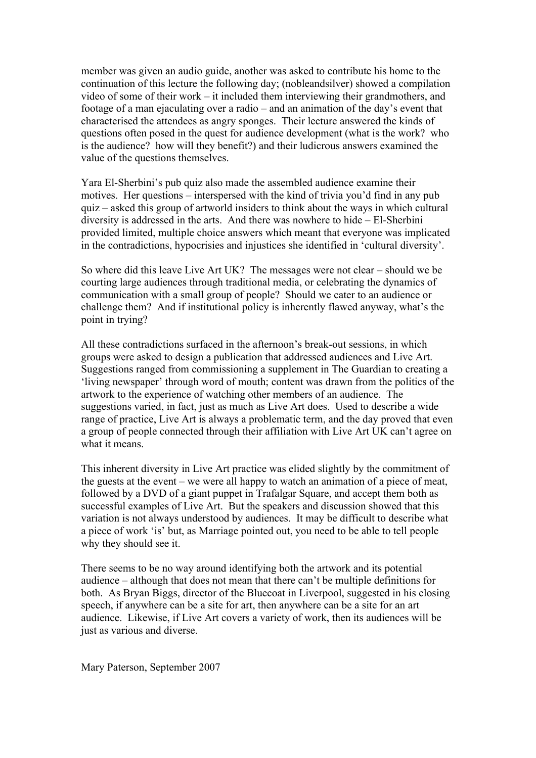member was given an audio guide, another was asked to contribute his home to the continuation of this lecture the following day; (nobleandsilver) showed a compilation video of some of their work – it included them interviewing their grandmothers, and footage of a man ejaculating over a radio – and an animation of the day's event that characterised the attendees as angry sponges. Their lecture answered the kinds of questions often posed in the quest for audience development (what is the work? who is the audience? how will they benefit?) and their ludicrous answers examined the value of the questions themselves.

Yara El-Sherbini's pub quiz also made the assembled audience examine their motives. Her questions – interspersed with the kind of trivia you'd find in any pub quiz – asked this group of artworld insiders to think about the ways in which cultural diversity is addressed in the arts. And there was nowhere to hide – El-Sherbini provided limited, multiple choice answers which meant that everyone was implicated in the contradictions, hypocrisies and injustices she identified in 'cultural diversity'.

So where did this leave Live Art UK? The messages were not clear – should we be courting large audiences through traditional media, or celebrating the dynamics of communication with a small group of people? Should we cater to an audience or challenge them? And if institutional policy is inherently flawed anyway, what's the point in trying?

All these contradictions surfaced in the afternoon's break-out sessions, in which groups were asked to design a publication that addressed audiences and Live Art. Suggestions ranged from commissioning a supplement in The Guardian to creating a 'living newspaper' through word of mouth; content was drawn from the politics of the artwork to the experience of watching other members of an audience. The suggestions varied, in fact, just as much as Live Art does. Used to describe a wide range of practice, Live Art is always a problematic term, and the day proved that even a group of people connected through their affiliation with Live Art UK can't agree on what it means.

This inherent diversity in Live Art practice was elided slightly by the commitment of the guests at the event – we were all happy to watch an animation of a piece of meat, followed by a DVD of a giant puppet in Trafalgar Square, and accept them both as successful examples of Live Art. But the speakers and discussion showed that this variation is not always understood by audiences. It may be difficult to describe what a piece of work 'is' but, as Marriage pointed out, you need to be able to tell people why they should see it.

There seems to be no way around identifying both the artwork and its potential audience – although that does not mean that there can't be multiple definitions for both. As Bryan Biggs, director of the Bluecoat in Liverpool, suggested in his closing speech, if anywhere can be a site for art, then anywhere can be a site for an art audience. Likewise, if Live Art covers a variety of work, then its audiences will be just as various and diverse.

Mary Paterson, September 2007